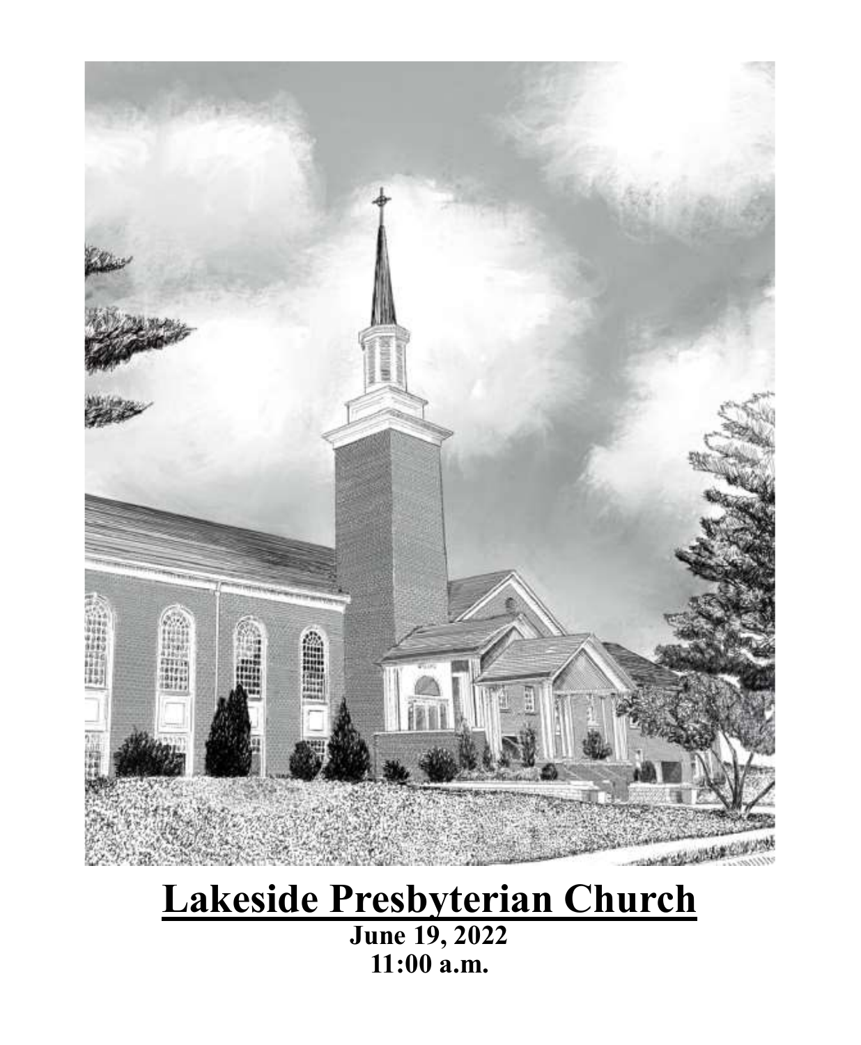# Lakeside Presbyterian Church

**June 19, 2022**
**11:00 a.m.**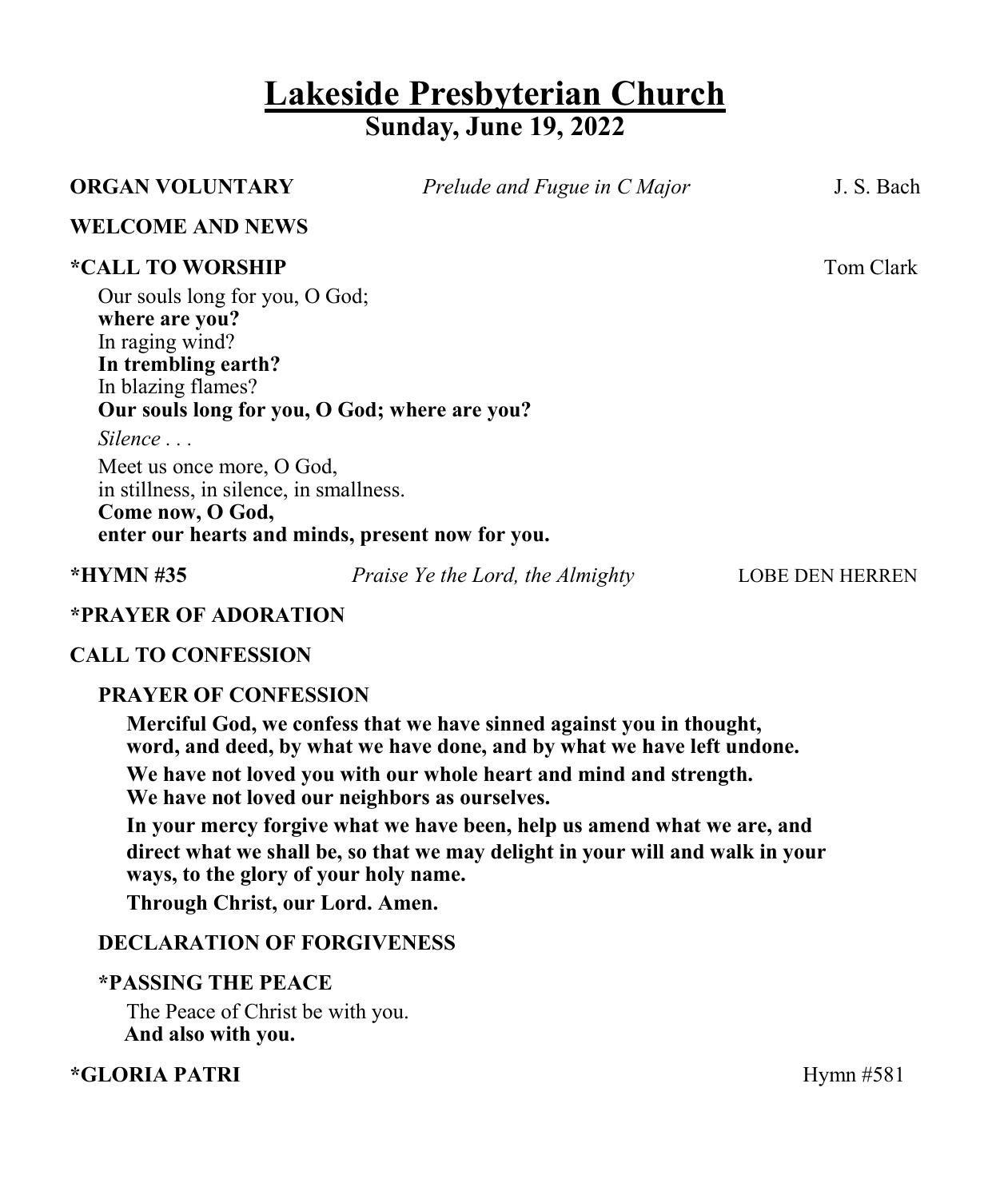# Lakeside Presbyterian Church

## Sunday, June 19, 2022

**ORGAN VOLUNTARY** *Prelude and Fugue in C Major* J. S. Bach

**WELCOME AND NEWS**

**\*CALL TO WORSHIP** Tom Clark

Our souls long for you, O God;
**where are you?**
In raging wind?
**In trembling earth?**
In blazing flames?
**Our souls long for you, O God; where are you?**

*Silence . . .*

Meet us once more, O God,
in stillness, in silence, in smallness.
**Come now, O God,**
**enter our hearts and minds, present now for you.**

**\*HYMN #35** *Praise Ye the Lord, the Almighty* LOBE DEN HERREN

**\*PRAYER OF ADORATION**

**CALL TO CONFESSION**

**PRAYER OF CONFESSION**

**Merciful God, we confess that we have sinned against you in thought, word, and deed, by what we have done, and by what we have left undone.**

**We have not loved you with our whole heart and mind and strength. We have not loved our neighbors as ourselves.**

**In your mercy forgive what we have been, help us amend what we are, and direct what we shall be, so that we may delight in your will and walk in your ways, to the glory of your holy name.**

**Through Christ, our Lord. Amen.**

**DECLARATION OF FORGIVENESS**

**\*PASSING THE PEACE**

The Peace of Christ be with you.
**And also with you.**

**\*GLORIA PATRI** Hymn #581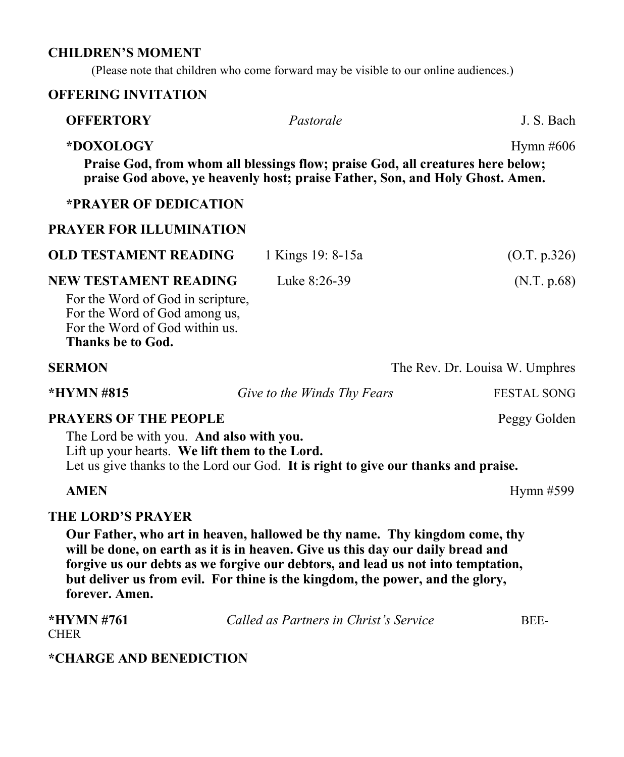**CHILDREN'S MOMENT**

(Please note that children who come forward may be visible to our online audiences.)

**OFFERING INVITATION**

**OFFERTORY** *Pastorale* J. S. Bach

**\*DOXOLOGY** Hymn #606

**Praise God, from whom all blessings flow; praise God, all creatures here below; praise God above, ye heavenly host; praise Father, Son, and Holy Ghost. Amen.**

**\*PRAYER OF DEDICATION**

**PRAYER FOR ILLUMINATION**

**OLD TESTAMENT READING** 1 Kings 19: 8-15a (O.T. p.326)

**NEW TESTAMENT READING** Luke 8:26-39 (N.T. p.68)

For the Word of God in scripture,
For the Word of God among us,
For the Word of God within us.
**Thanks be to God.**

**SERMON** The Rev. Dr. Louisa W. Umphres

**\*HYMN #815** *Give to the Winds Thy Fears* FESTAL SONG

**PRAYERS OF THE PEOPLE** Peggy Golden

The Lord be with you. **And also with you.**
Lift up your hearts. **We lift them to the Lord.**
Let us give thanks to the Lord our God. **It is right to give our thanks and praise.**

**AMEN** Hymn #599

**THE LORD'S PRAYER**

**Our Father, who art in heaven, hallowed be thy name. Thy kingdom come, thy will be done, on earth as it is in heaven. Give us this day our daily bread and forgive us our debts as we forgive our debtors, and lead us not into temptation, but deliver us from evil. For thine is the kingdom, the power, and the glory, forever. Amen.**

**\*HYMN #761** *Called as Partners in Christ's Service* BEECHER

**\*CHARGE AND BENEDICTION**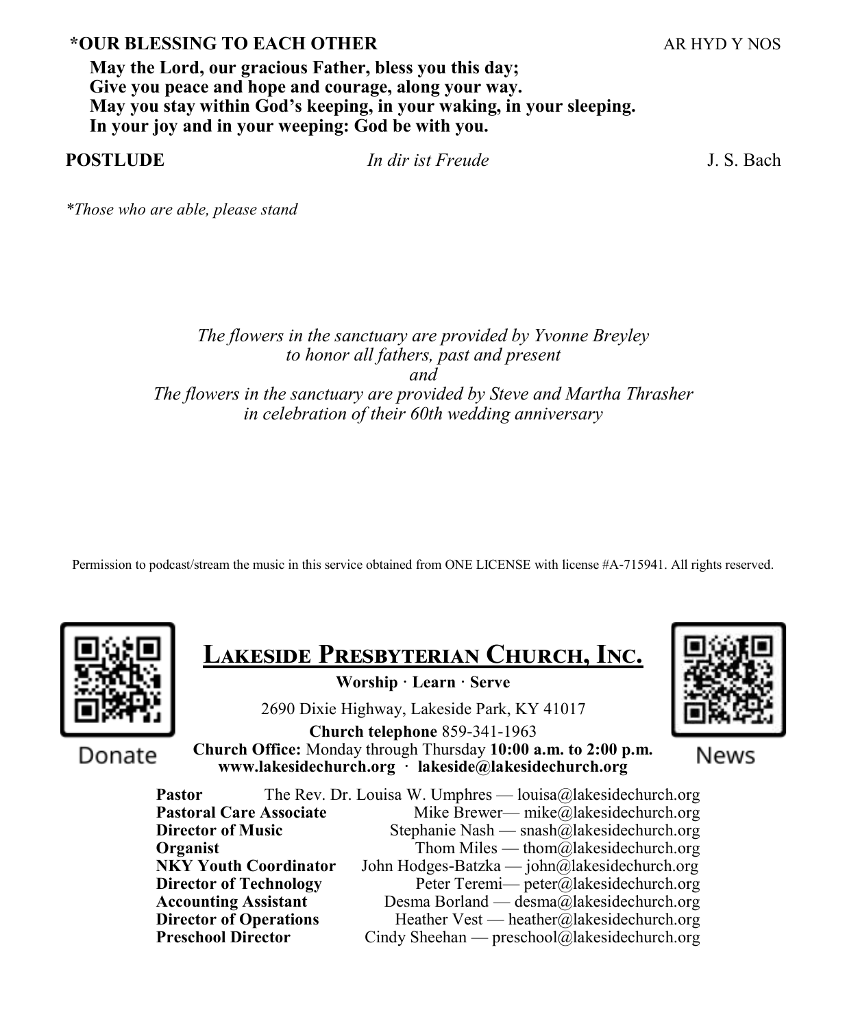**\*OUR BLESSING TO EACH OTHER** AR HYD Y NOS

**May the Lord, our gracious Father, bless you this day;**
**Give you peace and hope and courage, along your way.**
**May you stay within God's keeping, in your waking, in your sleeping.**
**In your joy and in your weeping: God be with you.**

**POSTLUDE** *In dir ist Freude* J. S. Bach

*\*Those who are able, please stand*

*The flowers in the sanctuary are provided by Yvonne Breyley*
*to honor all fathers, past and present*
*and*
*The flowers in the sanctuary are provided by Steve and Martha Thrasher*
*in celebration of their 60th wedding anniversary*

Permission to podcast/stream the music in this service obtained from ONE LICENSE with license #A-715941. All rights reserved.

Donate

News

# Lakeside Presbyterian Church, Inc.

**Worship · Learn · Serve**

2690 Dixie Highway, Lakeside Park, KY 41017

**Church telephone** 859-341-1963

**Church Office:** Monday through Thursday **10:00 a.m. to 2:00 p.m.**

**www.lakesidechurch.org · lakeside@lakesidechurch.org**

| | |
|---|---|
| **Pastor** | The Rev. Dr. Louisa W. Umphres — louisa@lakesidechurch.org |
| **Pastoral Care Associate** | Mike Brewer— mike@lakesidechurch.org |
| **Director of Music** | Stephanie Nash — snash@lakesidechurch.org |
| **Organist** | Thom Miles — thom@lakesidechurch.org |
| **NKY Youth Coordinator** | John Hodges-Batzka — john@lakesidechurch.org |
| **Director of Technology** | Peter Teremi— peter@lakesidechurch.org |
| **Accounting Assistant** | Desma Borland — desma@lakesidechurch.org |
| **Director of Operations** | Heather Vest — heather@lakesidechurch.org |
| **Preschool Director** | Cindy Sheehan — preschool@lakesidechurch.org |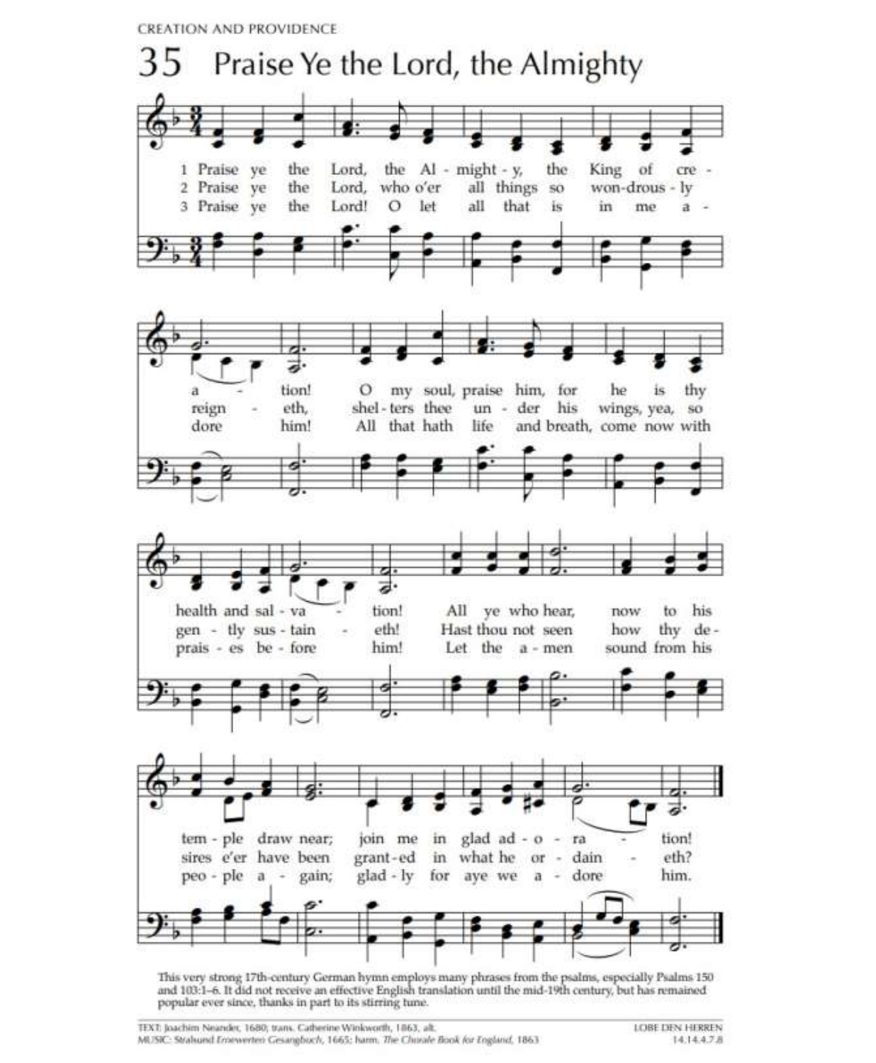CREATION AND PROVIDENCE

# 35 Praise Ye the Lord, the Almighty

1 Praise ye the Lord, the Al - might - y, the King of cre - a - tion! O my soul, praise him, for he is thy health and sal - va - tion! All ye who hear, now to his tem - ple draw near; join me in glad ad - o - ra - tion!

2 Praise ye the Lord, who o'er all things so won-drous - ly reign - eth, shel - ters thee un - der his wings, yea, so gen - tly sus - tain - eth! Hast thou not seen how thy de - sires e'er have been grant - ed in what he or - dain - eth?

3 Praise ye the Lord! O let all that is in me a - dore him! All that hath life and breath, come now with prais - es be - fore him! Let the a - men sound from his peo - ple a - gain; glad - ly for aye we a - dore him.

This very strong 17th-century German hymn employs many phrases from the psalms, especially Psalms 150 and 103:1–6. It did not receive an effective English translation until the mid-19th century, but has remained popular ever since, thanks in part to its stirring tune.

TEXT: Joachim Neander, 1680; trans. Catherine Winkworth, 1863, alt.
MUSIC: Stralsund *Ernewerten Gesangbuch*, 1665; harm. *The Chorale Book for England*, 1863

LOBE DEN HERREN
14.14.4.7.8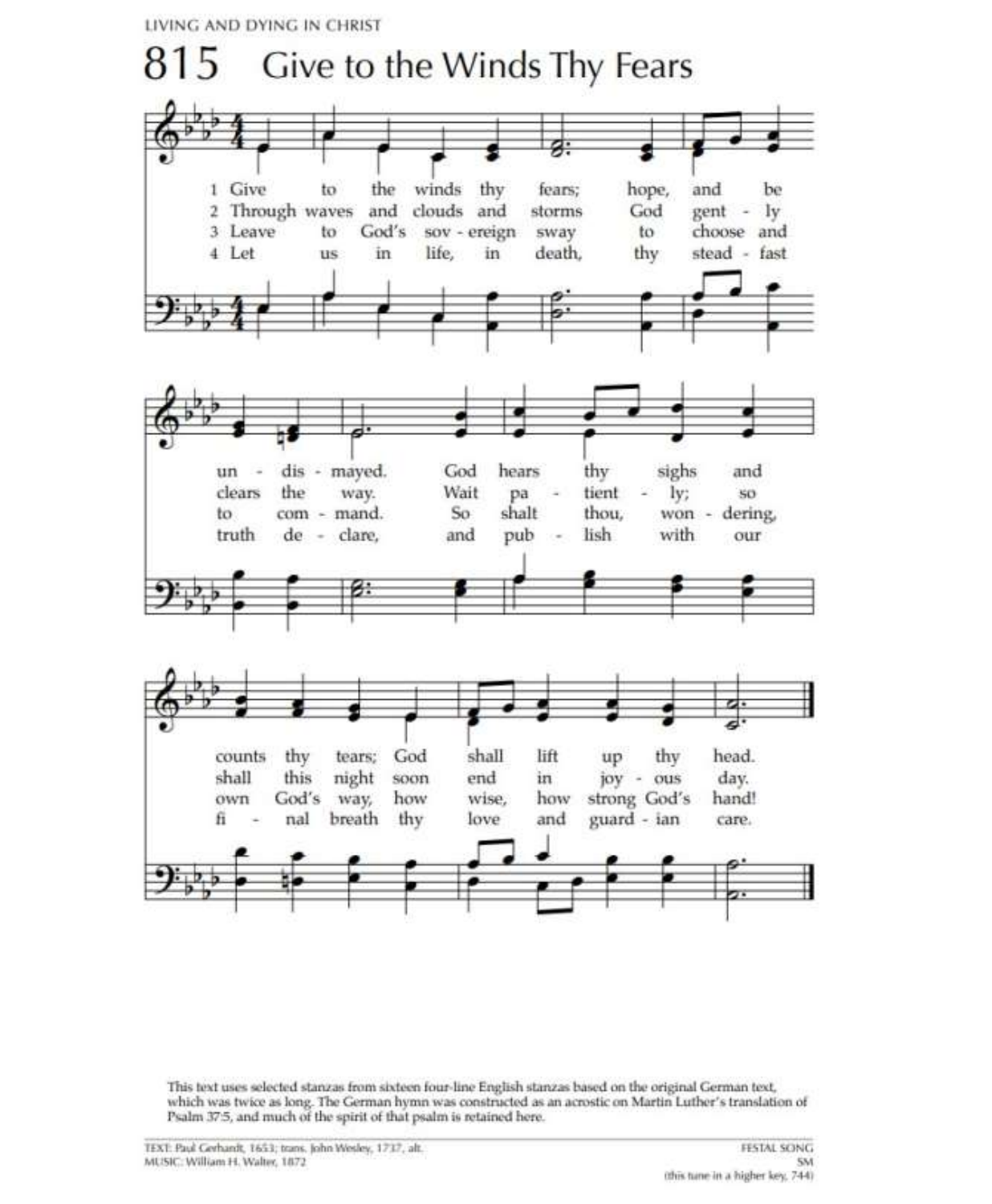# 815 Give to the Winds Thy Fears

1 Give to the winds thy fears;
hope, and be undismayed.
God hears thy sighs and counts thy tears;
God shall lift up thy head.

2 Through waves and clouds and storms
God gently clears the way.
Wait patiently; so shall this night
soon end in joyous day.

3 Leave to God's sovereign sway
to choose and to command.
So shalt thou, wondering, own God's way,
how wise, how strong God's hand!

4 Let us in life, in death,
thy steadfast truth declare,
and publish with our final breath
thy love and guardian care.

This text uses selected stanzas from sixteen four-line English stanzas based on the original German text, which was twice as long. The German hymn was constructed as an acrostic on Martin Luther's translation of Psalm 37:5, and much of the spirit of that psalm is retained here.

TEXT: Paul Gerhardt, 1653; trans. John Wesley, 1737, alt.
MUSIC: William H. Walter, 1872

FESTAL SONG
SM
(this tune in a higher key, 744)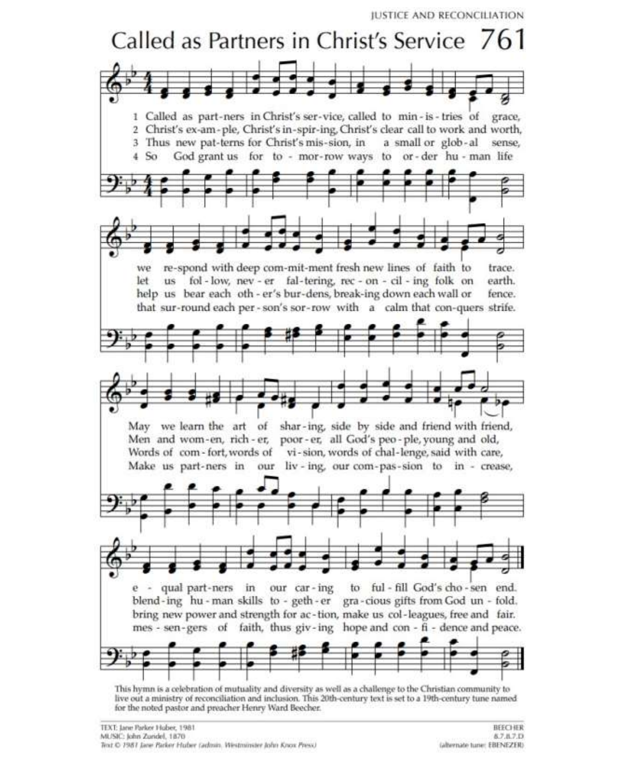# Called as Partners in Christ's Service 761

1 Called as part-ners in Christ's ser-vice, called to min-is-tries of grace,
we re-spond with deep com-mit-ment fresh new lines of faith to trace.
May we learn the art of shar-ing, side by side and friend with friend,
e - qual part-ners in our car-ing to ful-fill God's cho-sen end.

2 Christ's ex-am-ple, Christ's in-spir-ing, Christ's clear call to work and worth,
let us fol-low, nev-er fal-tering, rec-on-cil-ing folk on earth.
Men and wom-en, rich-er, poor-er, all God's peo-ple, young and old,
blend-ing hu-man skills to-geth-er gra-cious gifts from God un-fold.

3 Thus new pat-terns for Christ's mis-sion, in a small or glob-al sense,
help us bear each oth-er's bur-dens, break-ing down each wall or fence.
Words of com-fort, words of vi-sion, words of chal-lenge, said with care,
bring new power and strength for ac-tion, make us col-leagues, free and fair.

4 So God grant us for to-mor-row ways to or-der hu-man life
that sur-round each per-son's sor-row with a calm that con-quers strife.
Make us part-ners in our liv-ing, our com-pas-sion to in-crease,
mes-sen-gers of faith, thus giv-ing hope and con-fi-dence and peace.

This hymn is a celebration of mutuality and diversity as well as a challenge to the Christian community to live out a ministry of reconciliation and inclusion. This 20th-century text is set to a 19th-century tune named for the noted pastor and preacher Henry Ward Beecher.

TEXT: Jane Parker Huber, 1981
MUSIC: John Zundel, 1870
Text © 1981 Jane Parker Huber (admin. Westminster John Knox Press)

BEECHER
8.7.8.7.D
(alternate tune: EBENEZER)